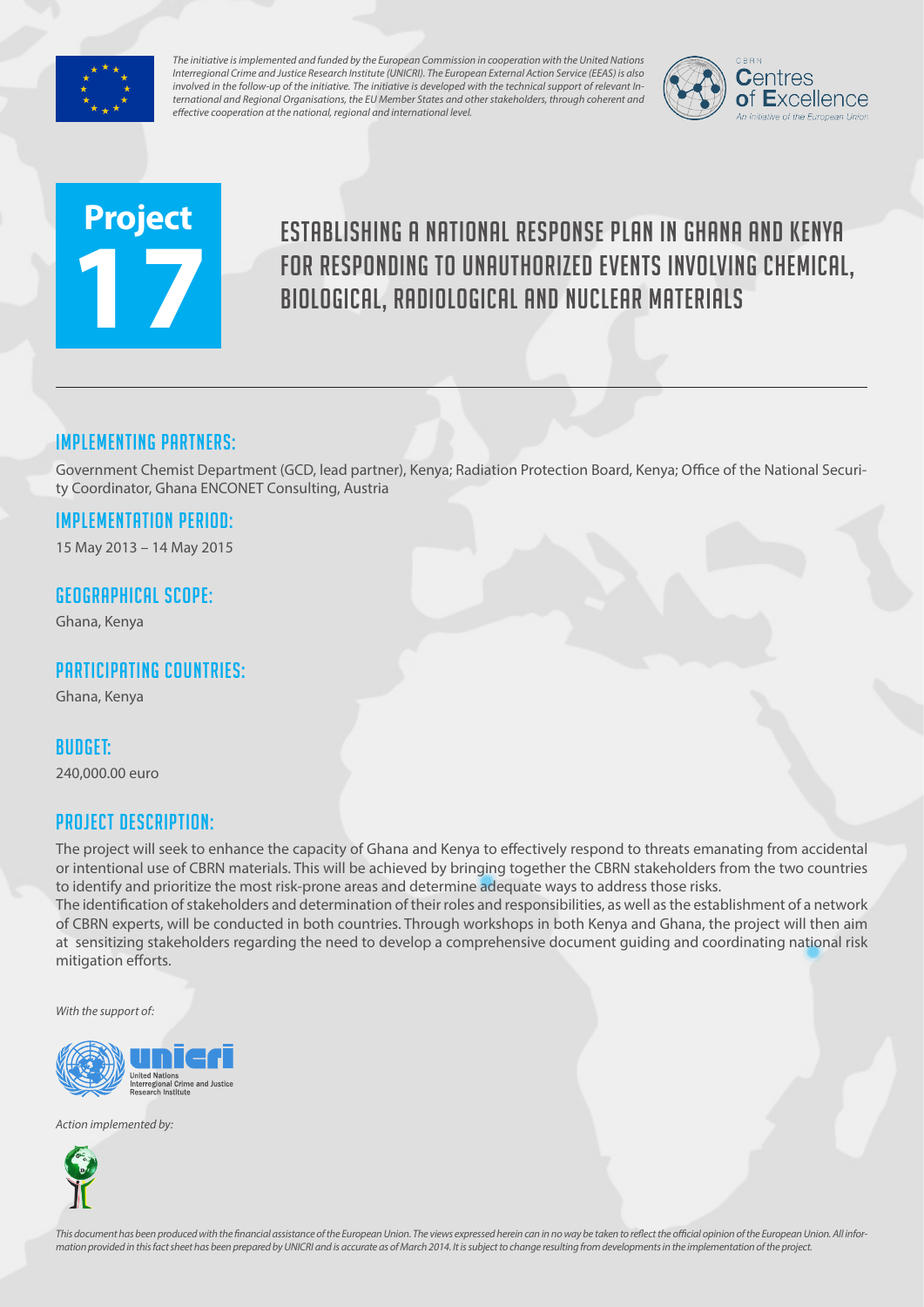*The initiative is implemented and funded by the European Commission in cooperation with the United Nations Interregional Crime and Justice Research Institute (UNICRI). The European External Action Service (EEAS) is also involved in the follow-up of the initiative. The initiative is developed with the technical support of relevant International and Regional Organisations, the EU Member States and other stakeholders, through coherent and effective cooperation at the national, regional and international level.*

CBRN Centres of Excellence
An initiative of the European Union

# Project 17

# ESTABLISHING A NATIONAL RESPONSE PLAN IN GHANA AND KENYA FOR RESPONDING TO UNAUTHORIZED EVENTS INVOLVING CHEMICAL, BIOLOGICAL, RADIOLOGICAL AND NUCLEAR MATERIALS

## IMPLEMENTING PARTNERS:

Government Chemist Department (GCD, lead partner), Kenya; Radiation Protection Board, Kenya; Office of the National Security Coordinator, Ghana ENCONET Consulting, Austria

## IMPLEMENTATION PERIOD:

15 May 2013 – 14 May 2015

## GEOGRAPHICAL SCOPE:

Ghana, Kenya

## PARTICIPATING COUNTRIES:

Ghana, Kenya

## BUDGET:

240,000.00 euro

## PROJECT DESCRIPTION:

The project will seek to enhance the capacity of Ghana and Kenya to effectively respond to threats emanating from accidental or intentional use of CBRN materials. This will be achieved by bringing together the CBRN stakeholders from the two countries to identify and prioritize the most risk-prone areas and determine adequate ways to address those risks.
The identification of stakeholders and determination of their roles and responsibilities, as well as the establishment of a network of CBRN experts, will be conducted in both countries. Through workshops in both Kenya and Ghana, the project will then aim at sensitizing stakeholders regarding the need to develop a comprehensive document guiding and coordinating national risk mitigation efforts.

*With the support of:*

unicri
United Nations Interregional Crime and Justice Research Institute

*Action implemented by:*

*This document has been produced with the financial assistance of the European Union. The views expressed herein can in no way be taken to reflect the official opinion of the European Union. All information provided in this fact sheet has been prepared by UNICRI and is accurate as of March 2014. It is subject to change resulting from developments in the implementation of the project.*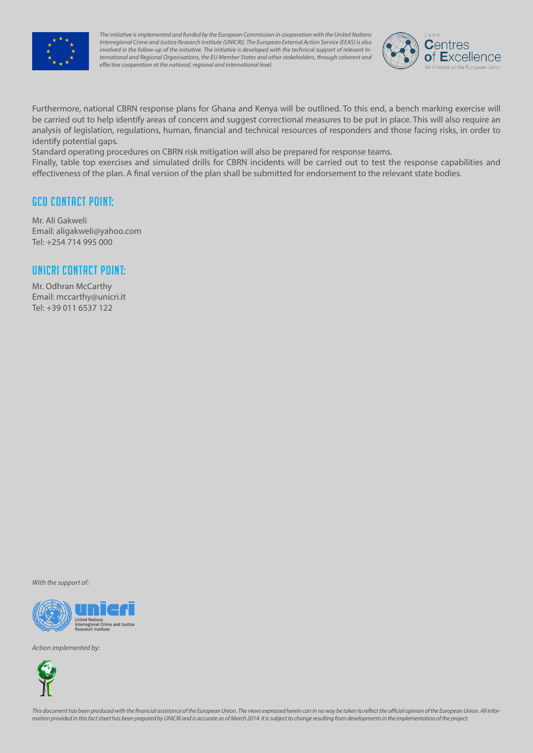*The initiative is implemented and funded by the European Commission in cooperation with the United Nations Interregional Crime and Justice Research Institute (UNICRI). The European External Action Service (EEAS) is also involved in the follow-up of the initiative. The initiative is developed with the technical support of relevant International and Regional Organisations, the EU Member States and other stakeholders, through coherent and effective cooperation at the national, regional and international level.*

CBRN Centres of Excellence
An initiative of the European Union

Furthermore, national CBRN response plans for Ghana and Kenya will be outlined. To this end, a bench marking exercise will be carried out to help identify areas of concern and suggest correctional measures to be put in place. This will also require an analysis of legislation, regulations, human, financial and technical resources of responders and those facing risks, in order to identify potential gaps.

Standard operating procedures on CBRN risk mitigation will also be prepared for response teams.

Finally, table top exercises and simulated drills for CBRN incidents will be carried out to test the response capabilities and effectiveness of the plan. A final version of the plan shall be submitted for endorsement to the relevant state bodies.

## GCD CONTACT POINT:

Mr. Ali Gakweli
Email: aligakweli@yahoo.com
Tel: +254 714 995 000

## UNICRI CONTACT POINT:

Mr. Odhran McCarthy
Email: mccarthy@unicri.it
Tel: +39 011 6537 122

*With the support of:*

unicri
United Nations
Interregional Crime and Justice
Research Institute

*Action implemented by:*

*This document has been produced with the financial assistance of the European Union. The views expressed herein can in no way be taken to reflect the official opinion of the European Union. All information provided in this fact sheet has been prepared by UNICRI and is accurate as of March 2014. It is subject to change resulting from developments in the implementation of the project.*